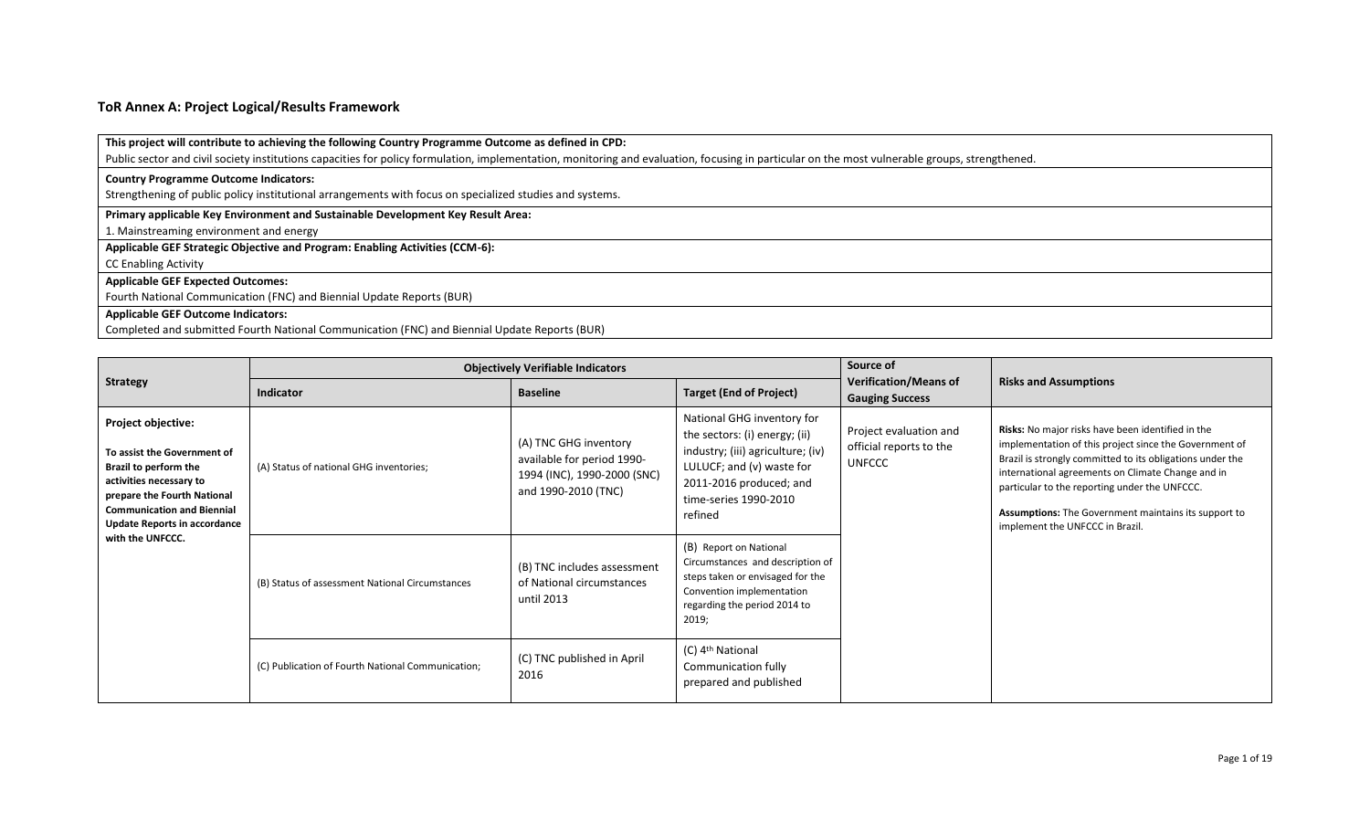### ToR Annex A: Project Logical/Results Framework

| **This project will contribute to achieving the following Country Programme Outcome as defined in CPD:** |
|---|
| Public sector and civil society institutions capacities for policy formulation, implementation, monitoring and evaluation, focusing in particular on the most vulnerable groups, strengthened. |
| **Country Programme Outcome Indicators:** |
| Strengthening of public policy institutional arrangements with focus on specialized studies and systems. |
| **Primary applicable Key Environment and Sustainable Development Key Result Area:** |
| 1. Mainstreaming environment and energy |
| **Applicable GEF Strategic Objective and Program: Enabling Activities (CCM-6):** |
| CC Enabling Activity |
| **Applicable GEF Expected Outcomes:** |
| Fourth National Communication (FNC) and Biennial Update Reports (BUR) |
| **Applicable GEF Outcome Indicators:** |
| Completed and submitted Fourth National Communication (FNC) and Biennial Update Reports (BUR) |

| **Strategy** | **Objectively Verifiable Indicators** | | | **Source of Verification/Means of Gauging Success** | **Risks and Assumptions** |
|---|---|---|---|---|---|
| | **Indicator** | **Baseline** | **Target (End of Project)** | | |
| **Project objective:** **To assist the Government of Brazil to perform the activities necessary to prepare the Fourth National Communication and Biennial Update Reports in accordance with the UNFCCC.** | (A) Status of national GHG inventories; | (A) TNC GHG inventory available for period 1990-1994 (INC), 1990-2000 (SNC) and 1990-2010 (TNC) | National GHG inventory for the sectors: (i) energy; (ii) industry; (iii) agriculture; (iv) LULUCF; and (v) waste for 2011-2016 produced; and time-series 1990-2010 refined | Project evaluation and official reports to the UNFCCC | **Risks:** No major risks have been identified in the implementation of this project since the Government of Brazil is strongly committed to its obligations under the international agreements on Climate Change and in particular to the reporting under the UNFCCC. **Assumptions:** The Government maintains its support to implement the UNFCCC in Brazil. |
| | (B) Status of assessment National Circumstances | (B) TNC includes assessment of National circumstances until 2013 | (B) Report on National Circumstances and description of steps taken or envisaged for the Convention implementation regarding the period 2014 to 2019; | | |
| | (C) Publication of Fourth National Communication; | (C) TNC published in April 2016 | (C) 4th National Communication fully prepared and published | | |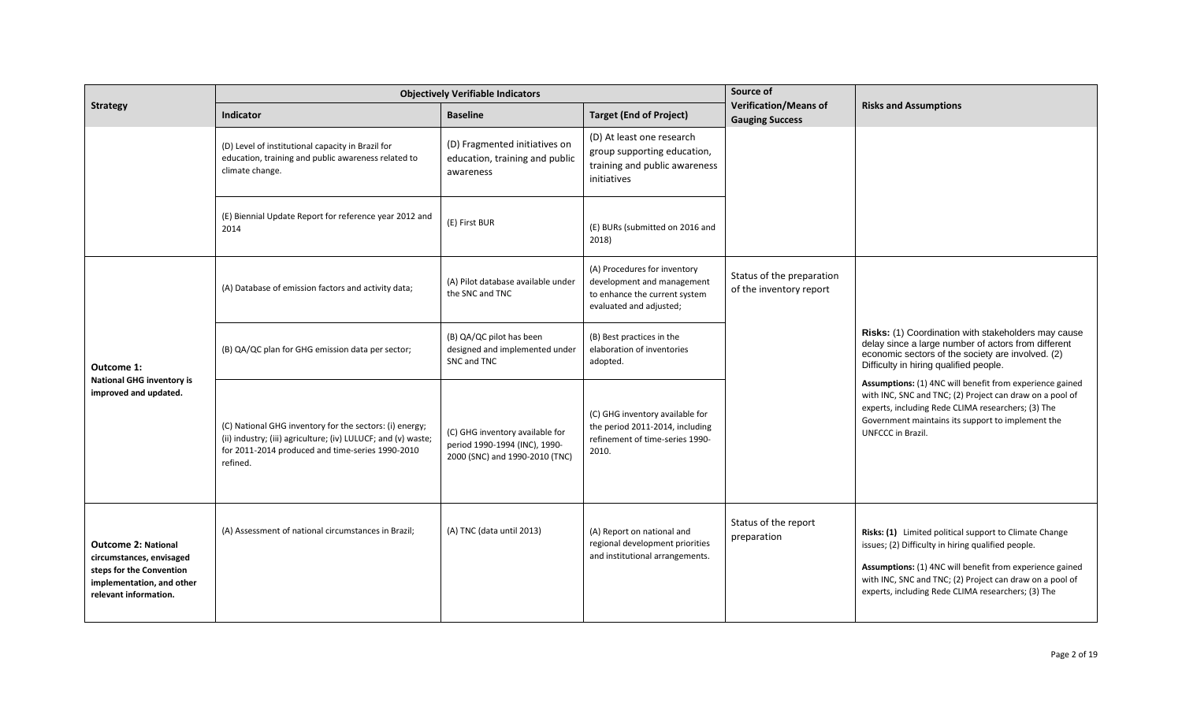| Strategy | Objectively Verifiable Indicators | | | Source of Verification/Means of Gauging Success | Risks and Assumptions |
|---|---|---|---|---|---|
| | Indicator | Baseline | Target (End of Project) | | |
| | (D) Level of institutional capacity in Brazil for education, training and public awareness related to climate change. | (D) Fragmented initiatives on education, training and public awareness | (D) At least one research group supporting education, training and public awareness initiatives | | |
| | (E) Biennial Update Report for reference year 2012 and 2014 | (E) First BUR | (E) BURs (submitted on 2016 and 2018) | | |
| **Outcome 1: National GHG inventory is improved and updated.** | (A) Database of emission factors and activity data; | (A) Pilot database available under the SNC and TNC | (A) Procedures for inventory development and management to enhance the current system evaluated and adjusted; | Status of the preparation of the inventory report | **Risks:** (1) Coordination with stakeholders may cause delay since a large number of actors from different economic sectors of the society are involved. (2) Difficulty in hiring qualified people. **Assumptions:** (1) 4NC will benefit from experience gained with INC, SNC and TNC; (2) Project can draw on a pool of experts, including Rede CLIMA researchers; (3) The Government maintains its support to implement the UNFCCC in Brazil. |
| | (B) QA/QC plan for GHG emission data per sector; | (B) QA/QC pilot has been designed and implemented under SNC and TNC | (B) Best practices in the elaboration of inventories adopted. | | |
| | (C) National GHG inventory for the sectors: (i) energy; (ii) industry; (iii) agriculture; (iv) LULUCF; and (v) waste; for 2011-2014 produced and time-series 1990-2010 refined. | (C) GHG inventory available for period 1990-1994 (INC), 1990-2000 (SNC) and 1990-2010 (TNC) | (C) GHG inventory available for the period 2011-2014, including refinement of time-series 1990-2010. | | |
| **Outcome 2: National circumstances, envisaged steps for the Convention implementation, and other relevant information.** | (A) Assessment of national circumstances in Brazil; | (A) TNC (data until 2013) | (A) Report on national and regional development priorities and institutional arrangements. | Status of the report preparation | **Risks: (1)** Limited political support to Climate Change issues; (2) Difficulty in hiring qualified people. **Assumptions:** (1) 4NC will benefit from experience gained with INC, SNC and TNC; (2) Project can draw on a pool of experts, including Rede CLIMA researchers; (3) The |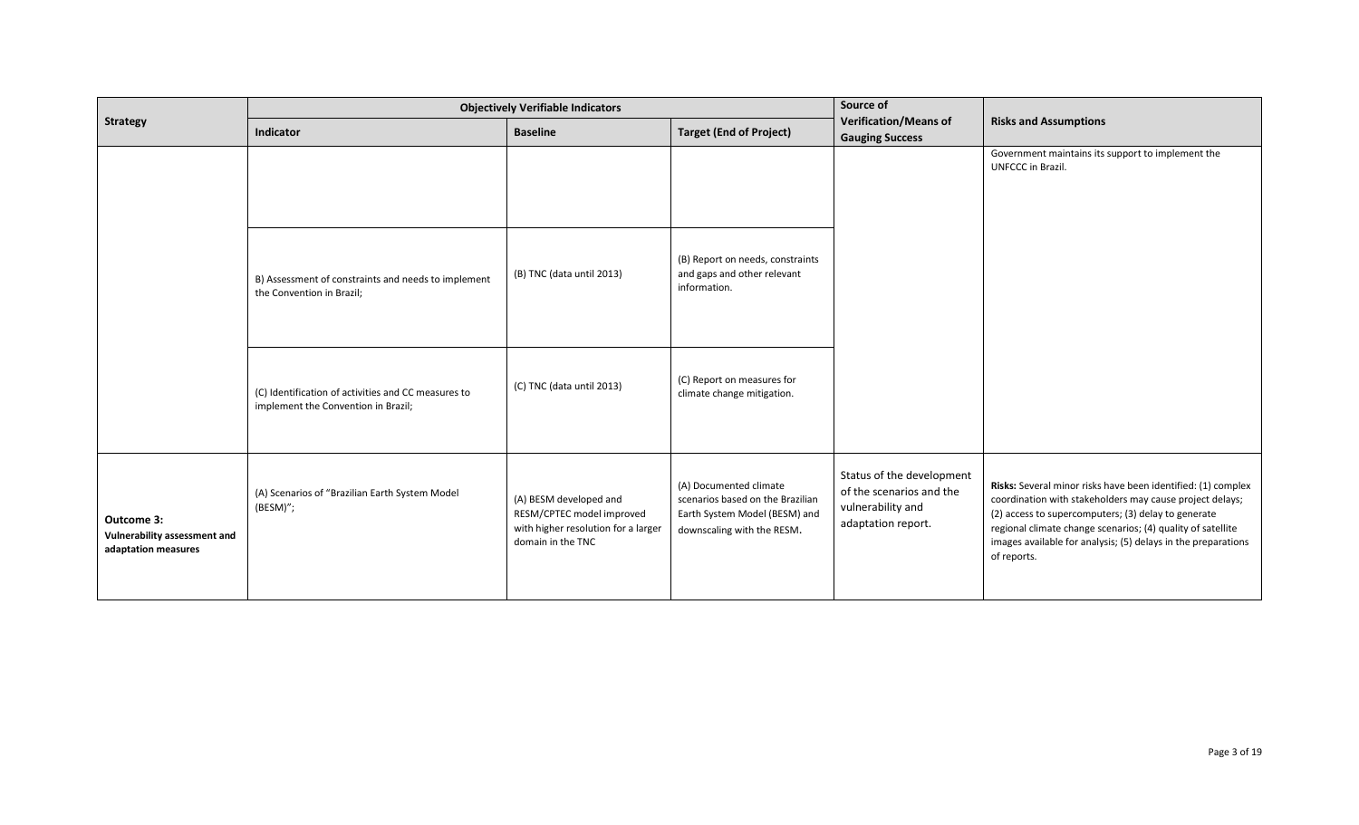| Strategy | Objectively Verifiable Indicators | | | Source of Verification/Means of Gauging Success | Risks and Assumptions |
|---|---|---|---|---|---|
| | Indicator | Baseline | Target (End of Project) | | |
| | | | | | Government maintains its support to implement the UNFCCC in Brazil. |
| | B) Assessment of constraints and needs to implement the Convention in Brazil; | (B) TNC (data until 2013) | (B) Report on needs, constraints and gaps and other relevant information. | | |
| | (C) Identification of activities and CC measures to implement the Convention in Brazil; | (C) TNC (data until 2013) | (C) Report on measures for climate change mitigation. | | |
| **Outcome 3: Vulnerability assessment and adaptation measures** | (A) Scenarios of "Brazilian Earth System Model (BESM)"; | (A) BESM developed and RESM/CPTEC model improved with higher resolution for a larger domain in the TNC | (A) Documented climate scenarios based on the Brazilian Earth System Model (BESM) and downscaling with the RESM. | Status of the development of the scenarios and the vulnerability and adaptation report. | **Risks:** Several minor risks have been identified: (1) complex coordination with stakeholders may cause project delays; (2) access to supercomputers; (3) delay to generate regional climate change scenarios; (4) quality of satellite images available for analysis; (5) delays in the preparations of reports. |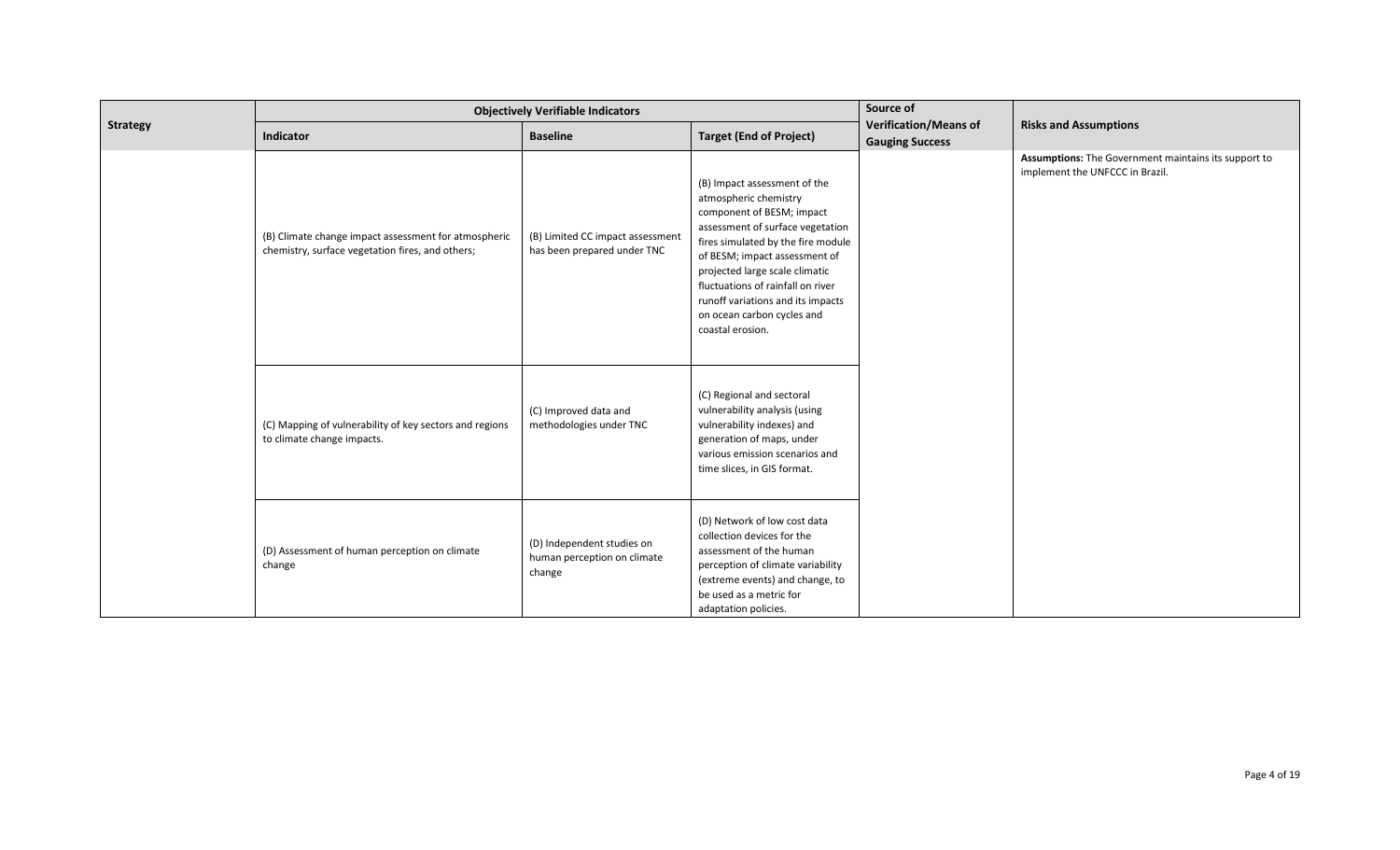| Strategy | Objectively Verifiable Indicators | | | Source of Verification/Means of Gauging Success | Risks and Assumptions |
|---|---|---|---|---|---|
| | Indicator | Baseline | Target (End of Project) | | |
| | (B) Climate change impact assessment for atmospheric chemistry, surface vegetation fires, and others; | (B) Limited CC impact assessment has been prepared under TNC | (B) Impact assessment of the atmospheric chemistry component of BESM; impact assessment of surface vegetation fires simulated by the fire module of BESM; impact assessment of projected large scale climatic fluctuations of rainfall on river runoff variations and its impacts on ocean carbon cycles and coastal erosion. | | **Assumptions:** The Government maintains its support to implement the UNFCCC in Brazil. |
| | (C) Mapping of vulnerability of key sectors and regions to climate change impacts. | (C) Improved data and methodologies under TNC | (C) Regional and sectoral vulnerability analysis (using vulnerability indexes) and generation of maps, under various emission scenarios and time slices, in GIS format. | | |
| | (D) Assessment of human perception on climate change | (D) Independent studies on human perception on climate change | (D) Network of low cost data collection devices for the assessment of the human perception of climate variability (extreme events) and change, to be used as a metric for adaptation policies. | | |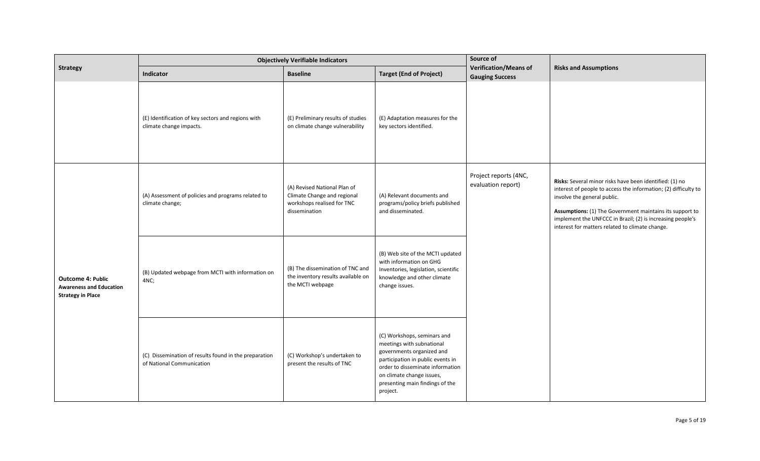| Strategy | Objectively Verifiable Indicators | | | Source of Verification/Means of Gauging Success | Risks and Assumptions |
|---|---|---|---|---|---|
| | Indicator | Baseline | Target (End of Project) | | |
| | (E) Identification of key sectors and regions with climate change impacts. | (E) Preliminary results of studies on climate change vulnerability | (E) Adaptation measures for the key sectors identified. | | |
| **Outcome 4: Public Awareness and Education Strategy in Place** | (A) Assessment of policies and programs related to climate change; | (A) Revised National Plan of Climate Change and regional workshops realised for TNC dissemination | (A) Relevant documents and programs/policy briefs published and disseminated. | Project reports (4NC, evaluation report) | **Risks:** Several minor risks have been identified: (1) no interest of people to access the information; (2) difficulty to involve the general public. **Assumptions:** (1) The Government maintains its support to implement the UNFCCC in Brazil; (2) is increasing people's interest for matters related to climate change. |
| | (B) Updated webpage from MCTI with information on 4NC; | (B) The dissemination of TNC and the inventory results available on the MCTI webpage | (B) Web site of the MCTI updated with information on GHG Inventories, legislation, scientific knowledge and other climate change issues. | | |
| | (C) Dissemination of results found in the preparation of National Communication | (C) Workshop's undertaken to present the results of TNC | (C) Workshops, seminars and meetings with subnational governments organized and participation in public events in order to disseminate information on climate change issues, presenting main findings of the project. | | |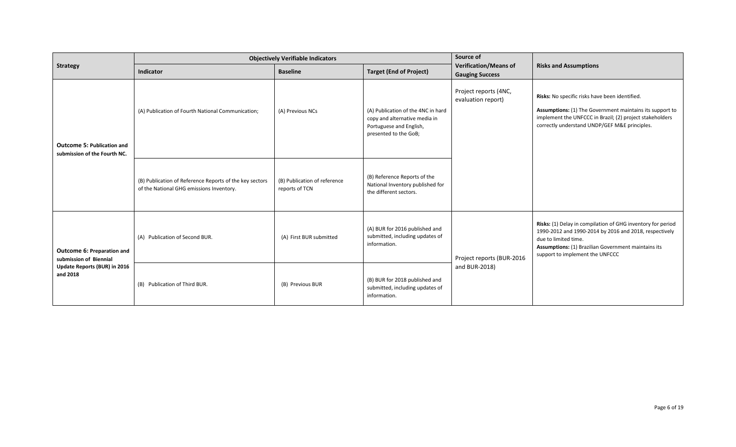| Strategy | Objectively Verifiable Indicators | | | Source of Verification/Means of Gauging Success | Risks and Assumptions |
|---|---|---|---|---|---|
| | Indicator | Baseline | Target (End of Project) | | |
| **Outcome 5: Publication and submission of the Fourth NC.** | (A) Publication of Fourth National Communication; | (A) Previous NCs | (A) Publication of the 4NC in hard copy and alternative media in Portuguese and English, presented to the GoB; | Project reports (4NC, evaluation report) | **Risks:** No specific risks have been identified. **Assumptions:** (1) The Government maintains its support to implement the UNFCCC in Brazil; (2) project stakeholders correctly understand UNDP/GEF M&E principles. |
| | (B) Publication of Reference Reports of the key sectors of the National GHG emissions Inventory. | (B) Publication of reference reports of TCN | (B) Reference Reports of the National Inventory published for the different sectors. | | |
| **Outcome 6: Preparation and submission of Biennial Update Reports (BUR) in 2016 and 2018** | (A) Publication of Second BUR. | (A) First BUR submitted | (A) BUR for 2016 published and submitted, including updates of information. | Project reports (BUR-2016 and BUR-2018) | **Risks:** (1) Delay in compilation of GHG inventory for period 1990-2012 and 1990-2014 by 2016 and 2018, respectively due to limited time. **Assumptions:** (1) Brazilian Government maintains its support to implement the UNFCCC |
| | (B) Publication of Third BUR. | (B) Previous BUR | (B) BUR for 2018 published and submitted, including updates of information. | | |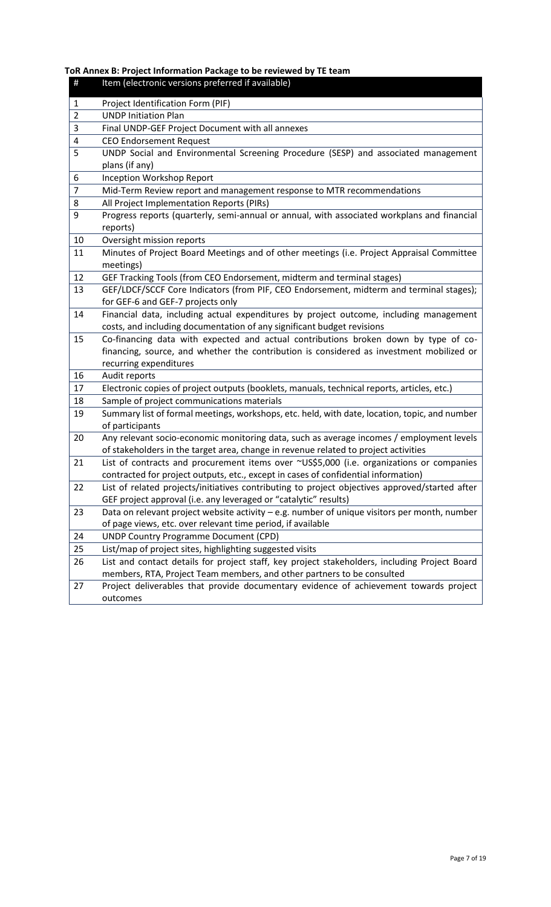**ToR Annex B: Project Information Package to be reviewed by TE team**

| # | Item (electronic versions preferred if available) |
|---|---|
| 1 | Project Identification Form (PIF) |
| 2 | UNDP Initiation Plan |
| 3 | Final UNDP-GEF Project Document with all annexes |
| 4 | CEO Endorsement Request |
| 5 | UNDP Social and Environmental Screening Procedure (SESP) and associated management plans (if any) |
| 6 | Inception Workshop Report |
| 7 | Mid-Term Review report and management response to MTR recommendations |
| 8 | All Project Implementation Reports (PIRs) |
| 9 | Progress reports (quarterly, semi-annual or annual, with associated workplans and financial reports) |
| 10 | Oversight mission reports |
| 11 | Minutes of Project Board Meetings and of other meetings (i.e. Project Appraisal Committee meetings) |
| 12 | GEF Tracking Tools (from CEO Endorsement, midterm and terminal stages) |
| 13 | GEF/LDCF/SCCF Core Indicators (from PIF, CEO Endorsement, midterm and terminal stages); for GEF-6 and GEF-7 projects only |
| 14 | Financial data, including actual expenditures by project outcome, including management costs, and including documentation of any significant budget revisions |
| 15 | Co-financing data with expected and actual contributions broken down by type of co-financing, source, and whether the contribution is considered as investment mobilized or recurring expenditures |
| 16 | Audit reports |
| 17 | Electronic copies of project outputs (booklets, manuals, technical reports, articles, etc.) |
| 18 | Sample of project communications materials |
| 19 | Summary list of formal meetings, workshops, etc. held, with date, location, topic, and number of participants |
| 20 | Any relevant socio-economic monitoring data, such as average incomes / employment levels of stakeholders in the target area, change in revenue related to project activities |
| 21 | List of contracts and procurement items over ~US$5,000 (i.e. organizations or companies contracted for project outputs, etc., except in cases of confidential information) |
| 22 | List of related projects/initiatives contributing to project objectives approved/started after GEF project approval (i.e. any leveraged or "catalytic" results) |
| 23 | Data on relevant project website activity – e.g. number of unique visitors per month, number of page views, etc. over relevant time period, if available |
| 24 | UNDP Country Programme Document (CPD) |
| 25 | List/map of project sites, highlighting suggested visits |
| 26 | List and contact details for project staff, key project stakeholders, including Project Board members, RTA, Project Team members, and other partners to be consulted |
| 27 | Project deliverables that provide documentary evidence of achievement towards project outcomes |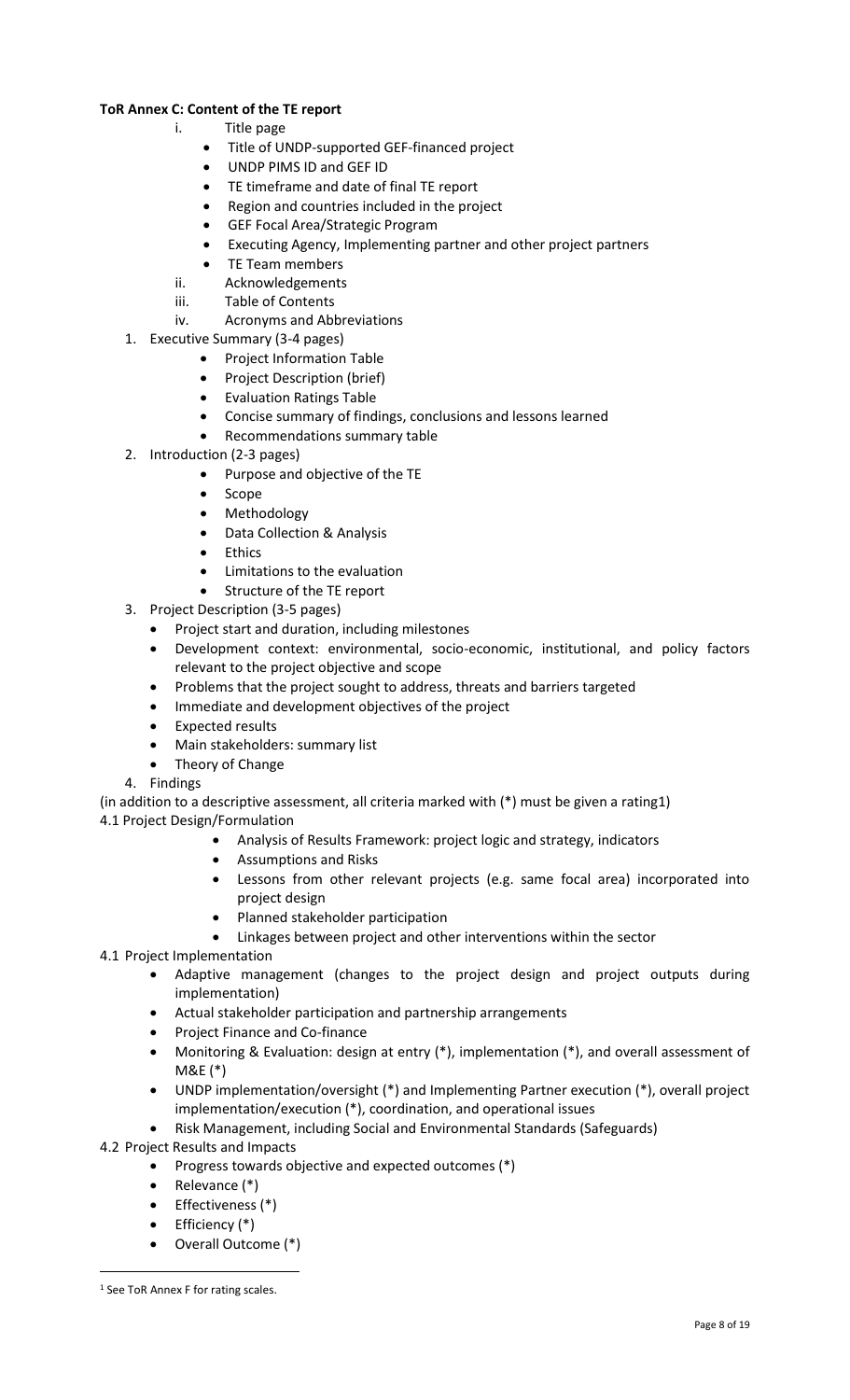**ToR Annex C: Content of the TE report**

- i. Title page
  - Title of UNDP-supported GEF-financed project
  - UNDP PIMS ID and GEF ID
  - TE timeframe and date of final TE report
  - Region and countries included in the project
  - GEF Focal Area/Strategic Program
  - Executing Agency, Implementing partner and other project partners
  - TE Team members
- ii. Acknowledgements
- iii. Table of Contents
- iv. Acronyms and Abbreviations

1. Executive Summary (3-4 pages)
   - Project Information Table
   - Project Description (brief)
   - Evaluation Ratings Table
   - Concise summary of findings, conclusions and lessons learned
   - Recommendations summary table
2. Introduction (2-3 pages)
   - Purpose and objective of the TE
   - Scope
   - Methodology
   - Data Collection & Analysis
   - Ethics
   - Limitations to the evaluation
   - Structure of the TE report
3. Project Description (3-5 pages)
   - Project start and duration, including milestones
   - Development context: environmental, socio-economic, institutional, and policy factors relevant to the project objective and scope
   - Problems that the project sought to address, threats and barriers targeted
   - Immediate and development objectives of the project
   - Expected results
   - Main stakeholders: summary list
   - Theory of Change
4. Findings

(in addition to a descriptive assessment, all criteria marked with (*) must be given a rating[1])

4.1 Project Design/Formulation

- Analysis of Results Framework: project logic and strategy, indicators
- Assumptions and Risks
- Lessons from other relevant projects (e.g. same focal area) incorporated into project design
- Planned stakeholder participation
- Linkages between project and other interventions within the sector

4.1 Project Implementation

- Adaptive management (changes to the project design and project outputs during implementation)
- Actual stakeholder participation and partnership arrangements
- Project Finance and Co-finance
- Monitoring & Evaluation: design at entry (*), implementation (*), and overall assessment of M&E (*)
- UNDP implementation/oversight (*) and Implementing Partner execution (*), overall project implementation/execution (*), coordination, and operational issues
- Risk Management, including Social and Environmental Standards (Safeguards)

4.2 Project Results and Impacts

- Progress towards objective and expected outcomes (*)
- Relevance (*)
- Effectiveness (*)
- Efficiency (*)
- Overall Outcome (*)

[1] See ToR Annex F for rating scales.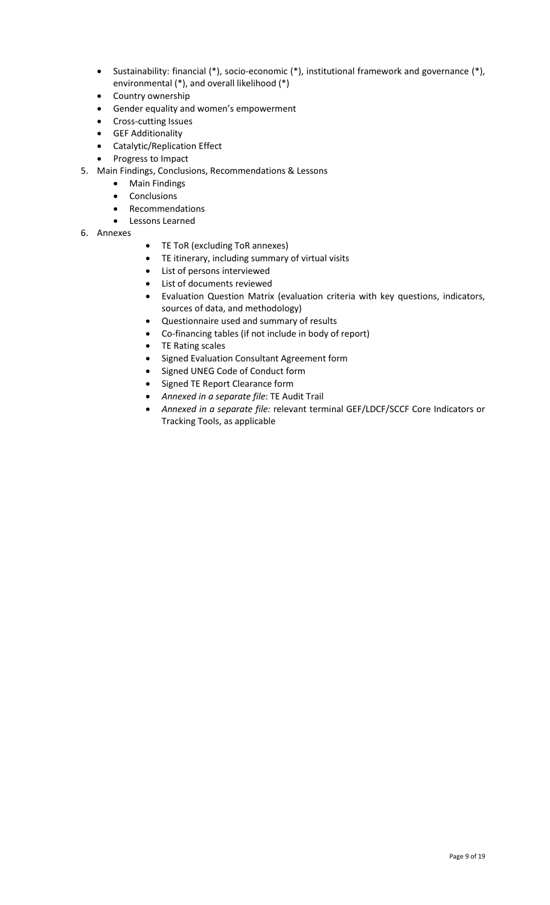- Sustainability: financial (*), socio-economic (*), institutional framework and governance (*), environmental (*), and overall likelihood (*)
- Country ownership
- Gender equality and women's empowerment
- Cross-cutting Issues
- GEF Additionality
- Catalytic/Replication Effect
- Progress to Impact

5. Main Findings, Conclusions, Recommendations & Lessons
    - Main Findings
    - Conclusions
    - Recommendations
    - Lessons Learned
6. Annexes
    - TE ToR (excluding ToR annexes)
    - TE itinerary, including summary of virtual visits
    - List of persons interviewed
    - List of documents reviewed
    - Evaluation Question Matrix (evaluation criteria with key questions, indicators, sources of data, and methodology)
    - Questionnaire used and summary of results
    - Co-financing tables (if not include in body of report)
    - TE Rating scales
    - Signed Evaluation Consultant Agreement form
    - Signed UNEG Code of Conduct form
    - Signed TE Report Clearance form
    - *Annexed in a separate file*: TE Audit Trail
    - *Annexed in a separate file:* relevant terminal GEF/LDCF/SCCF Core Indicators or Tracking Tools, as applicable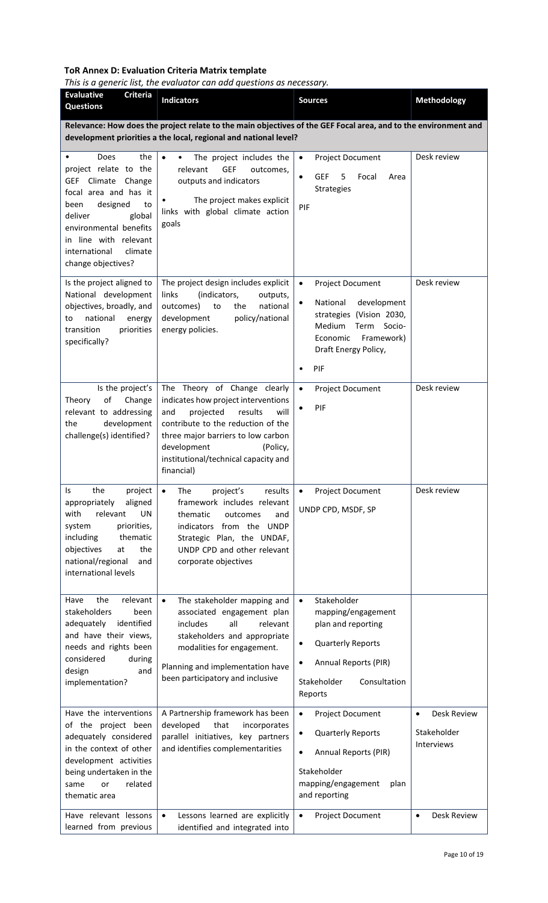**ToR Annex D: Evaluation Criteria Matrix template**

*This is a generic list, the evaluator can add questions as necessary.*

| Evaluative Criteria Questions | Indicators | Sources | Methodology |
|---|---|---|---|
| **Relevance: How does the project relate to the main objectives of the GEF Focal area, and to the environment and development priorities a the local, regional and national level?** | | | |
| • Does the project relate to the GEF Climate Change focal area and has it been designed to deliver global environmental benefits in line with relevant international climate change objectives? | • • The project includes the relevant GEF outcomes, outputs and indicators<br>• The project makes explicit links with global climate action goals | • Project Document<br>• GEF 5 Focal Area Strategies<br>PIF | Desk review |
| Is the project aligned to National development objectives, broadly, and to national energy transition priorities specifically? | The project design includes explicit links (indicators, outputs, outcomes) to the national development policy/national energy policies. | • Project Document<br>• National development strategies (Vision 2030, Medium Term Socio-Economic Framework) Draft Energy Policy,<br>• PIF | Desk review |
| Is the project's Theory of Change relevant to addressing the development challenge(s) identified? | The Theory of Change clearly indicates how project interventions and projected results will contribute to the reduction of the three major barriers to low carbon development (Policy, institutional/technical capacity and financial) | • Project Document<br>• PIF | Desk review |
| Is the project appropriately aligned with relevant UN system priorities, including thematic objectives at the national/regional and international levels | • The project's results framework includes relevant thematic outcomes and indicators from the UNDP Strategic Plan, the UNDAF, UNDP CPD and other relevant corporate objectives | • Project Document<br>UNDP CPD, MSDF, SP | Desk review |
| Have the relevant stakeholders been adequately identified and have their views, needs and rights been considered during design and implementation? | • The stakeholder mapping and associated engagement plan includes all relevant stakeholders and appropriate modalities for engagement.<br>Planning and implementation have been participatory and inclusive | • Stakeholder mapping/engagement plan and reporting<br>• Quarterly Reports<br>• Annual Reports (PIR)<br>Stakeholder Consultation Reports | |
| Have the interventions of the project been adequately considered in the context of other development activities being undertaken in the same or related thematic area | A Partnership framework has been developed that incorporates parallel initiatives, key partners and identifies complementarities | • Project Document<br>• Quarterly Reports<br>• Annual Reports (PIR)<br>Stakeholder mapping/engagement plan and reporting | • Desk Review<br>Stakeholder Interviews |
| Have relevant lessons learned from previous | • Lessons learned are explicitly identified and integrated into | • Project Document | • Desk Review |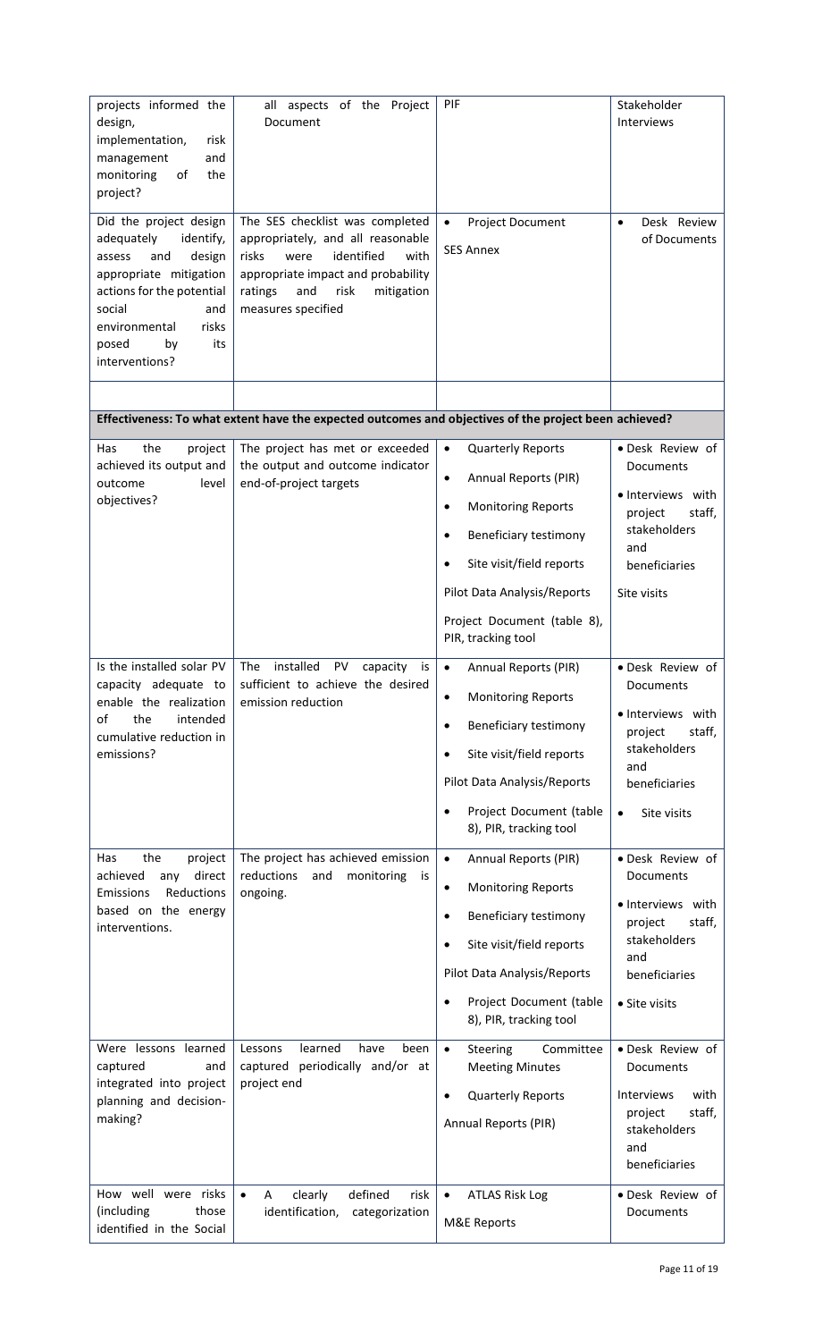| | | | |
|---|---|---|---|
| projects informed the design, implementation, risk management and monitoring of the project? | all aspects of the Project Document | PIF | Stakeholder Interviews |
| Did the project design adequately identify, assess and design appropriate mitigation actions for the potential social and environmental risks posed by its interventions? | The SES checklist was completed appropriately, and all reasonable risks were identified with appropriate impact and probability ratings and risk mitigation measures specified | • Project Document<br>SES Annex | • Desk Review of Documents |
| | | | |
| **Effectiveness: To what extent have the expected outcomes and objectives of the project been achieved?** | | | |
| Has the project achieved its output and outcome level objectives? | The project has met or exceeded the output and outcome indicator end-of-project targets | • Quarterly Reports<br>• Annual Reports (PIR)<br>• Monitoring Reports<br>• Beneficiary testimony<br>• Site visit/field reports<br>Pilot Data Analysis/Reports<br>Project Document (table 8), PIR, tracking tool | • Desk Review of Documents<br>• Interviews with project staff, stakeholders and beneficiaries<br>Site visits |
| Is the installed solar PV capacity adequate to enable the realization of the intended cumulative reduction in emissions? | The installed PV capacity is sufficient to achieve the desired emission reduction | • Annual Reports (PIR)<br>• Monitoring Reports<br>• Beneficiary testimony<br>• Site visit/field reports<br>Pilot Data Analysis/Reports<br>• Project Document (table 8), PIR, tracking tool | • Desk Review of Documents<br>• Interviews with project staff, stakeholders and beneficiaries<br>• Site visits |
| Has the project achieved any direct Emissions Reductions based on the energy interventions. | The project has achieved emission reductions and monitoring is ongoing. | • Annual Reports (PIR)<br>• Monitoring Reports<br>• Beneficiary testimony<br>• Site visit/field reports<br>Pilot Data Analysis/Reports<br>• Project Document (table 8), PIR, tracking tool | • Desk Review of Documents<br>• Interviews with project staff, stakeholders and beneficiaries<br>• Site visits |
| Were lessons learned captured and integrated into project planning and decision-making? | Lessons learned have been captured periodically and/or at project end | • Steering Committee Meeting Minutes<br>• Quarterly Reports<br>Annual Reports (PIR) | • Desk Review of Documents<br>Interviews with project staff, stakeholders and beneficiaries |
| How well were risks (including those identified in the Social | • A clearly defined risk identification, categorization | • ATLAS Risk Log<br>M&E Reports | • Desk Review of Documents |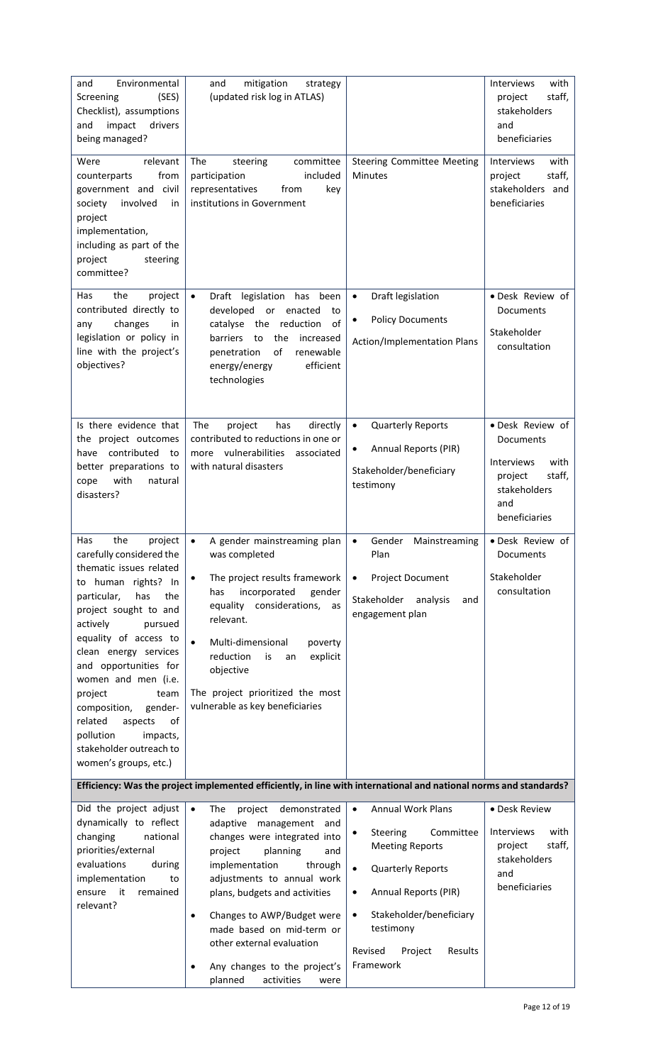| | | | |
|---|---|---|---|
| and Environmental Screening (SES) Checklist), assumptions and impact drivers being managed? | and mitigation strategy (updated risk log in ATLAS) | | Interviews with project staff, stakeholders and beneficiaries |
| Were relevant counterparts from government and civil society involved in project implementation, including as part of the project steering committee? | The steering committee participation included representatives from key institutions in Government | Steering Committee Meeting Minutes | Interviews with project staff, stakeholders and beneficiaries |
| Has the project contributed directly to any changes in legislation or policy in line with the project's objectives? | • Draft legislation has been developed or enacted to catalyse the reduction of barriers to the increased penetration of renewable energy/energy efficient technologies | • Draft legislation<br>• Policy Documents<br>Action/Implementation Plans | • Desk Review of Documents<br>Stakeholder consultation |
| Is there evidence that the project outcomes have contributed to better preparations to cope with natural disasters? | The project has directly contributed to reductions in one or more vulnerabilities associated with natural disasters | • Quarterly Reports<br>• Annual Reports (PIR)<br>Stakeholder/beneficiary testimony | • Desk Review of Documents<br>Interviews with project staff, stakeholders and beneficiaries |
| Has the project carefully considered the thematic issues related to human rights? In particular, has the project sought to and actively pursued equality of access to clean energy services and opportunities for women and men (i.e. project team composition, gender-related aspects of pollution impacts, stakeholder outreach to women's groups, etc.) | • A gender mainstreaming plan was completed<br>• The project results framework has incorporated gender equality considerations, as relevant.<br>• Multi-dimensional poverty reduction is an explicit objective<br>The project prioritized the most vulnerable as key beneficiaries | • Gender Mainstreaming Plan<br>• Project Document<br>Stakeholder analysis and engagement plan | • Desk Review of Documents<br>Stakeholder consultation |
| **Efficiency: Was the project implemented efficiently, in line with international and national norms and standards?** | | | |
| Did the project adjust dynamically to reflect changing national priorities/external evaluations during implementation to ensure it remained relevant? | • The project demonstrated adaptive management and changes were integrated into project planning and implementation through adjustments to annual work plans, budgets and activities<br>• Changes to AWP/Budget were made based on mid-term or other external evaluation<br>• Any changes to the project's planned activities were | • Annual Work Plans<br>• Steering Committee Meeting Reports<br>• Quarterly Reports<br>• Annual Reports (PIR)<br>• Stakeholder/beneficiary testimony<br>Revised Project Results Framework | • Desk Review<br>Interviews with project staff, stakeholders and beneficiaries |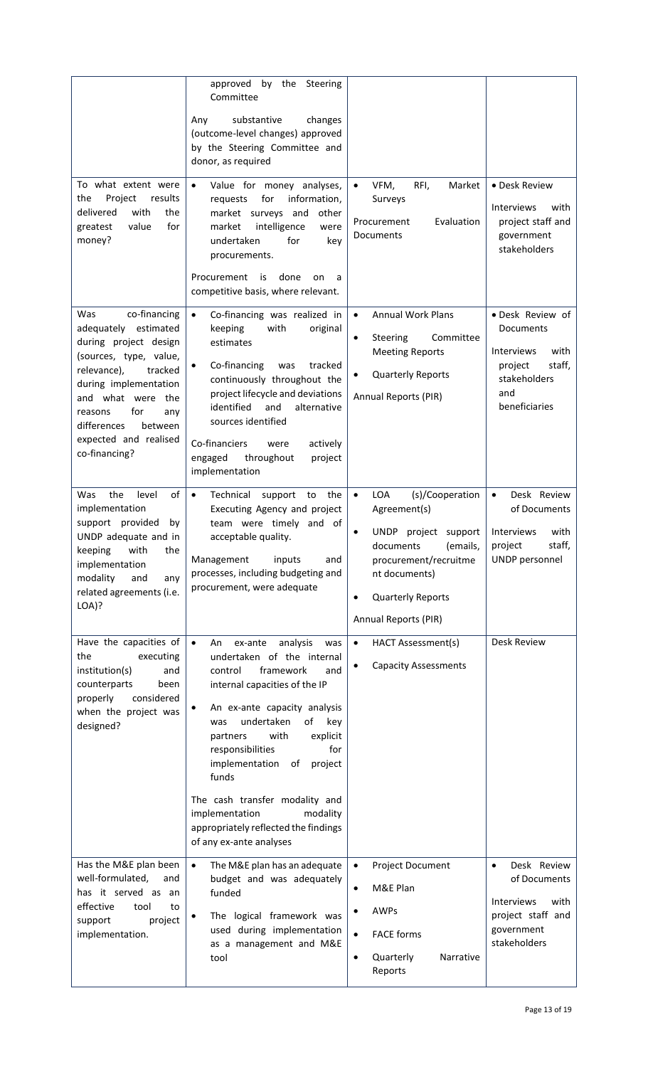| | | | |
|---|---|---|---|
| | approved by the Steering Committee<br><br>Any substantive changes (outcome-level changes) approved by the Steering Committee and donor, as required | | |
| To what extent were the Project results delivered with the greatest value for money? | • Value for money analyses, requests for information, market surveys and other market intelligence were undertaken for key procurements.<br><br>Procurement is done on a competitive basis, where relevant. | • VFM, RFI, Market Surveys<br><br>Procurement Evaluation Documents | • Desk Review<br><br>Interviews with project staff and government stakeholders |
| Was co-financing adequately estimated during project design (sources, type, value, relevance), tracked during implementation and what were the reasons for any differences between expected and realised co-financing? | • Co-financing was realized in keeping with original estimates<br><br>• Co-financing was tracked continuously throughout the project lifecycle and deviations identified and alternative sources identified<br><br>Co-financiers were actively engaged throughout project implementation | • Annual Work Plans<br><br>• Steering Committee Meeting Reports<br><br>• Quarterly Reports<br><br>Annual Reports (PIR) | • Desk Review of Documents<br><br>Interviews with project staff, stakeholders and beneficiaries |
| Was the level of implementation support provided by UNDP adequate and in keeping with the implementation modality and any related agreements (i.e. LOA)? | • Technical support to the Executing Agency and project team were timely and of acceptable quality.<br><br>Management inputs and processes, including budgeting and procurement, were adequate | • LOA (s)/Cooperation Agreement(s)<br><br>• UNDP project support documents (emails, procurement/recruitment documents)<br><br>• Quarterly Reports<br><br>Annual Reports (PIR) | • Desk Review of Documents<br><br>Interviews with project staff, UNDP personnel |
| Have the capacities of the executing institution(s) and counterparts been properly considered when the project was designed? | • An ex-ante analysis was undertaken of the internal control framework and internal capacities of the IP<br><br>• An ex-ante capacity analysis was undertaken of key partners with explicit responsibilities for implementation of project funds<br><br>The cash transfer modality and implementation modality appropriately reflected the findings of any ex-ante analyses | • HACT Assessment(s)<br><br>• Capacity Assessments | Desk Review |
| Has the M&E plan been well-formulated, and has it served as an effective tool to support project implementation. | • The M&E plan has an adequate budget and was adequately funded<br><br>• The logical framework was used during implementation as a management and M&E tool | • Project Document<br><br>• M&E Plan<br><br>• AWPs<br><br>• FACE forms<br><br>• Quarterly Narrative Reports | • Desk Review of Documents<br><br>Interviews with project staff and government stakeholders |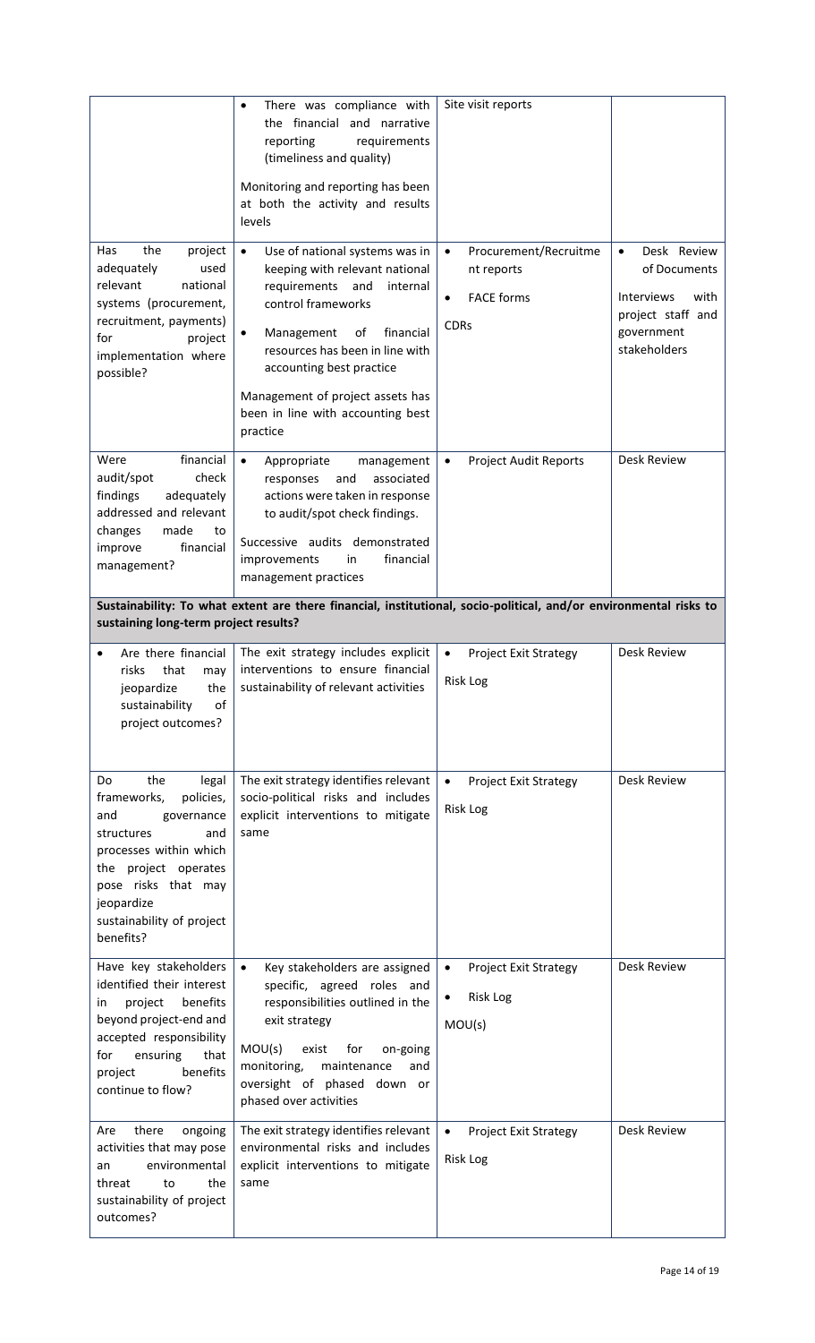| | | | |
|---|---|---|---|
| | • There was compliance with the financial and narrative reporting requirements (timeliness and quality)<br><br>Monitoring and reporting has been at both the activity and results levels | Site visit reports | |
| Has the project adequately used relevant national systems (procurement, recruitment, payments) for project implementation where possible? | • Use of national systems was in keeping with relevant national requirements and internal control frameworks<br>• Management of financial resources has been in line with accounting best practice<br><br>Management of project assets has been in line with accounting best practice | • Procurement/Recruitment reports<br>• FACE forms<br><br>CDRs | • Desk Review of Documents<br><br>Interviews with project staff and government stakeholders |
| Were financial audit/spot check findings adequately addressed and relevant changes made to improve financial management? | • Appropriate management responses and associated actions were taken in response to audit/spot check findings.<br><br>Successive audits demonstrated improvements in financial management practices | • Project Audit Reports | Desk Review |
| **Sustainability: To what extent are there financial, institutional, socio-political, and/or environmental risks to sustaining long-term project results?** | | | |
| • Are there financial risks that may jeopardize the sustainability of project outcomes? | The exit strategy includes explicit interventions to ensure financial sustainability of relevant activities | • Project Exit Strategy<br><br>Risk Log | Desk Review |
| Do the legal frameworks, policies, and governance structures and processes within which the project operates pose risks that may jeopardize sustainability of project benefits? | The exit strategy identifies relevant socio-political risks and includes explicit interventions to mitigate same | • Project Exit Strategy<br><br>Risk Log | Desk Review |
| Have key stakeholders identified their interest in project benefits beyond project-end and accepted responsibility for ensuring that project benefits continue to flow? | • Key stakeholders are assigned specific, agreed roles and responsibilities outlined in the exit strategy<br><br>MOU(s) exist for on-going monitoring, maintenance and oversight of phased down or phased over activities | • Project Exit Strategy<br>• Risk Log<br><br>MOU(s) | Desk Review |
| Are there ongoing activities that may pose an environmental threat to the sustainability of project outcomes? | The exit strategy identifies relevant environmental risks and includes explicit interventions to mitigate same | • Project Exit Strategy<br><br>Risk Log | Desk Review |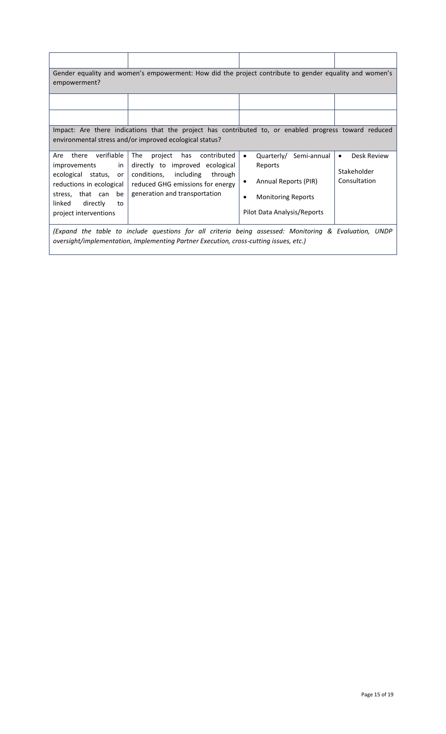| | | | |
|---|---|---|---|
| | | | |
| **Gender equality and women's empowerment: How did the project contribute to gender equality and women's empowerment?** | | | |
| | | | |
| | | | |
| **Impact: Are there indications that the project has contributed to, or enabled progress toward reduced environmental stress and/or improved ecological status?** | | | |
| Are there verifiable improvements in ecological status, or reductions in ecological stress, that can be linked directly to project interventions | The project has contributed directly to improved ecological conditions, including through reduced GHG emissions for energy generation and transportation | • Quarterly/ Semi-annual Reports<br>• Annual Reports (PIR)<br>• Monitoring Reports<br>Pilot Data Analysis/Reports | • Desk Review<br>Stakeholder Consultation |
| *(Expand the table to include questions for all criteria being assessed: Monitoring & Evaluation, UNDP oversight/implementation, Implementing Partner Execution, cross-cutting issues, etc.)* | | | |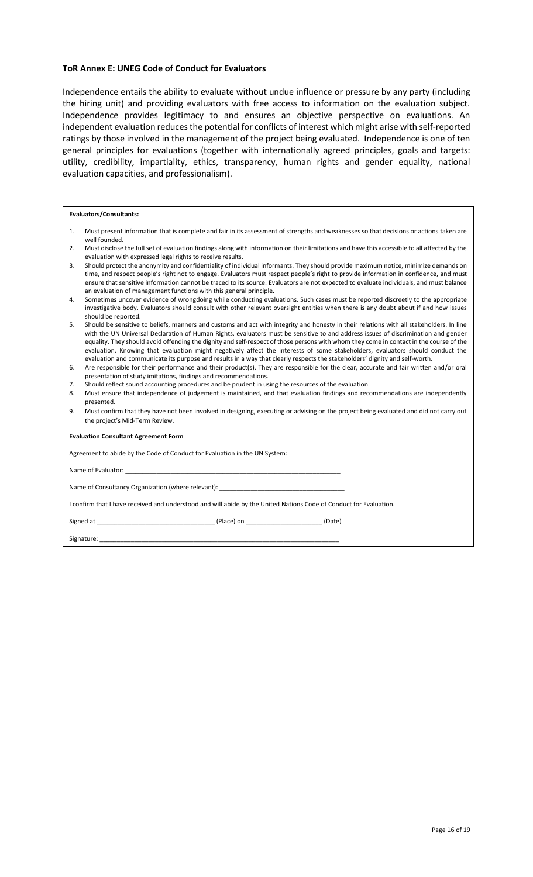**ToR Annex E: UNEG Code of Conduct for Evaluators**

Independence entails the ability to evaluate without undue influence or pressure by any party (including the hiring unit) and providing evaluators with free access to information on the evaluation subject. Independence provides legitimacy to and ensures an objective perspective on evaluations. An independent evaluation reduces the potential for conflicts of interest which might arise with self-reported ratings by those involved in the management of the project being evaluated. Independence is one of ten general principles for evaluations (together with internationally agreed principles, goals and targets: utility, credibility, impartiality, ethics, transparency, human rights and gender equality, national evaluation capacities, and professionalism).

**Evaluators/Consultants:**

1. Must present information that is complete and fair in its assessment of strengths and weaknesses so that decisions or actions taken are well founded.
2. Must disclose the full set of evaluation findings along with information on their limitations and have this accessible to all affected by the evaluation with expressed legal rights to receive results.
3. Should protect the anonymity and confidentiality of individual informants. They should provide maximum notice, minimize demands on time, and respect people's right not to engage. Evaluators must respect people's right to provide information in confidence, and must ensure that sensitive information cannot be traced to its source. Evaluators are not expected to evaluate individuals, and must balance an evaluation of management functions with this general principle.
4. Sometimes uncover evidence of wrongdoing while conducting evaluations. Such cases must be reported discreetly to the appropriate investigative body. Evaluators should consult with other relevant oversight entities when there is any doubt about if and how issues should be reported.
5. Should be sensitive to beliefs, manners and customs and act with integrity and honesty in their relations with all stakeholders. In line with the UN Universal Declaration of Human Rights, evaluators must be sensitive to and address issues of discrimination and gender equality. They should avoid offending the dignity and self-respect of those persons with whom they come in contact in the course of the evaluation. Knowing that evaluation might negatively affect the interests of some stakeholders, evaluators should conduct the evaluation and communicate its purpose and results in a way that clearly respects the stakeholders' dignity and self-worth.
6. Are responsible for their performance and their product(s). They are responsible for the clear, accurate and fair written and/or oral presentation of study imitations, findings and recommendations.
7. Should reflect sound accounting procedures and be prudent in using the resources of the evaluation.
8. Must ensure that independence of judgement is maintained, and that evaluation findings and recommendations are independently presented.
9. Must confirm that they have not been involved in designing, executing or advising on the project being evaluated and did not carry out the project's Mid-Term Review.

**Evaluation Consultant Agreement Form**

Agreement to abide by the Code of Conduct for Evaluation in the UN System:

Name of Evaluator: ______________________________________________________________

Name of Consultancy Organization (where relevant): ___________________________________

I confirm that I have received and understood and will abide by the United Nations Code of Conduct for Evaluation.

Signed at ________________________________ (Place) on _____________________ (Date)

Signature: ___________________________________________________________________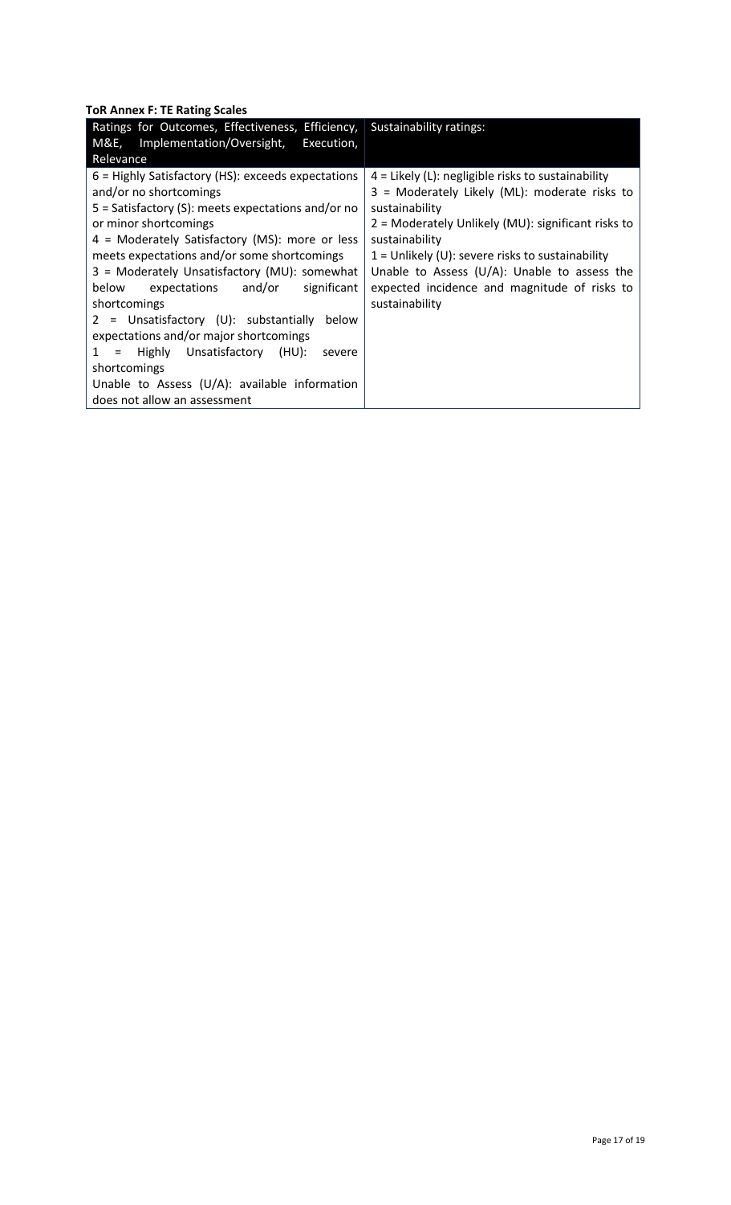**ToR Annex F: TE Rating Scales**

| Ratings for Outcomes, Effectiveness, Efficiency, M&E, Implementation/Oversight, Execution, Relevance | Sustainability ratings: |
|---|---|
| 6 = Highly Satisfactory (HS): exceeds expectations and/or no shortcomings<br>5 = Satisfactory (S): meets expectations and/or no or minor shortcomings<br>4 = Moderately Satisfactory (MS): more or less meets expectations and/or some shortcomings<br>3 = Moderately Unsatisfactory (MU): somewhat below expectations and/or significant shortcomings<br>2 = Unsatisfactory (U): substantially below expectations and/or major shortcomings<br>1 = Highly Unsatisfactory (HU): severe shortcomings<br>Unable to Assess (U/A): available information does not allow an assessment | 4 = Likely (L): negligible risks to sustainability<br>3 = Moderately Likely (ML): moderate risks to sustainability<br>2 = Moderately Unlikely (MU): significant risks to sustainability<br>1 = Unlikely (U): severe risks to sustainability<br>Unable to Assess (U/A): Unable to assess the expected incidence and magnitude of risks to sustainability |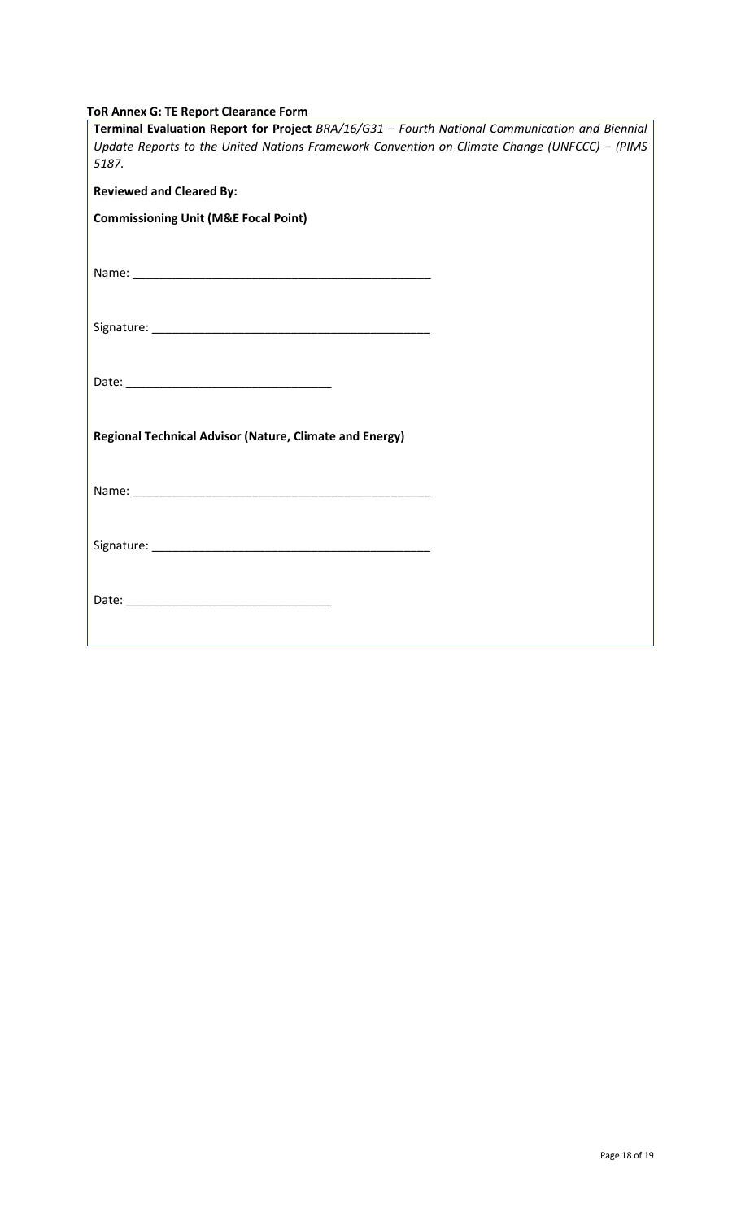**ToR Annex G: TE Report Clearance Form**

**Terminal Evaluation Report for Project** *BRA/16/G31 – Fourth National Communication and Biennial Update Reports to the United Nations Framework Convention on Climate Change (UNFCCC) – (PIMS 5187.*

**Reviewed and Cleared By:**

**Commissioning Unit (M&E Focal Point)**

Name: _____________________________________________

Signature: __________________________________________

Date: _______________________________

**Regional Technical Advisor (Nature, Climate and Energy)**

Name: _____________________________________________

Signature: __________________________________________

Date: _______________________________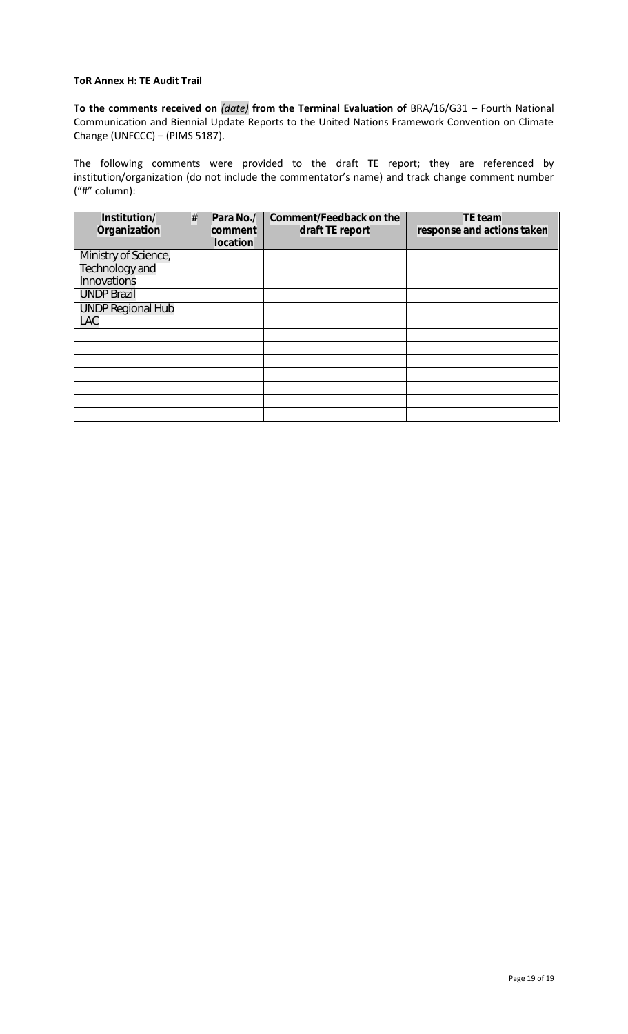**ToR Annex H: TE Audit Trail**

**To the comments received on** *(date)* **from the Terminal Evaluation of** BRA/16/G31 – Fourth National Communication and Biennial Update Reports to the United Nations Framework Convention on Climate Change (UNFCCC) – (PIMS 5187).

The following comments were provided to the draft TE report; they are referenced by institution/organization (do not include the commentator's name) and track change comment number ("#" column):

| Institution/ Organization | # | Para No./ comment location | Comment/Feedback on the draft TE report | TE team response and actions taken |
|---|---|---|---|---|
| Ministry of Science, Technology and Innovations | | | | |
| UNDP Brazil | | | | |
| UNDP Regional Hub LAC | | | | |
| | | | | |
| | | | | |
| | | | | |
| | | | | |
| | | | | |
| | | | | |
| | | | | |